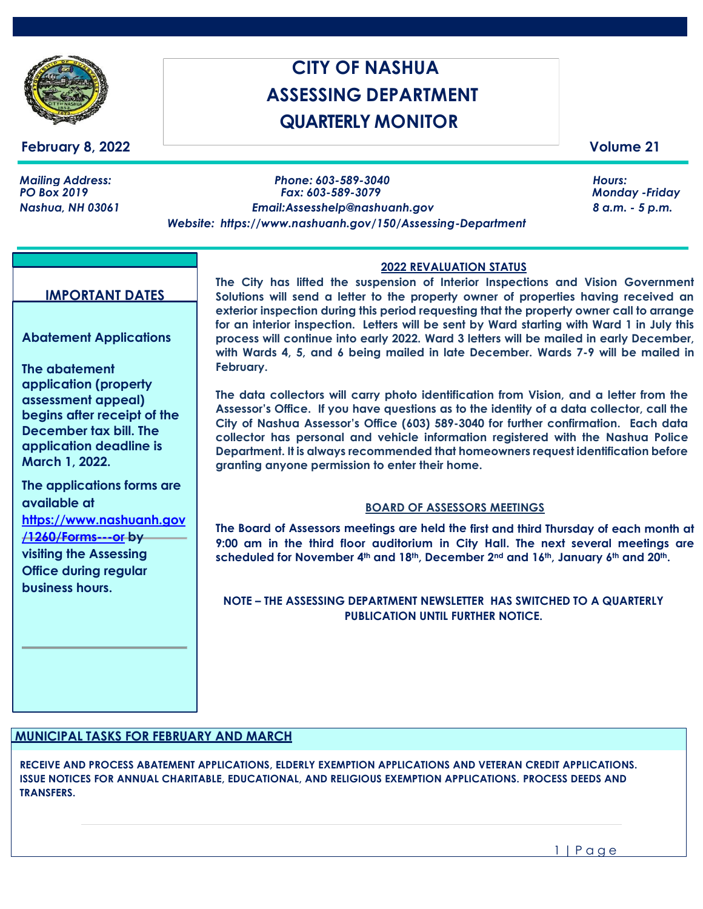# CITY OF NASHUA
# ASSESSING DEPARTMENT
# QUARTERLY MONITOR

**February 8, 2022** **Volume 21**

*Mailing Address:*
*PO Box 2019*
*Nashua, NH 03061*

*Phone: 603-589-3040*
*Fax: 603-589-3079*
*Email:Assesshelp@nashuanh.gov*
*Website: https://www.nashuanh.gov/150/Assessing-Department*

*Hours:*
*Monday -Friday*
*8 a.m. - 5 p.m.*

## IMPORTANT DATES

**Abatement Applications**

**The abatement application (property assessment appeal) begins after receipt of the December tax bill. The application deadline is March 1, 2022.**

**The applications forms are available at [https://www.nashuanh.gov/1260/Forms---or](https://www.nashuanh.gov/1260/Forms---or) by visiting the Assessing Office during regular business hours.**

## 2022 REVALUATION STATUS

**The City has lifted the suspension of Interior Inspections and Vision Government Solutions will send a letter to the property owner of properties having received an exterior inspection during this period requesting that the property owner call to arrange for an interior inspection. Letters will be sent by Ward starting with Ward 1 in July this process will continue into early 2022. Ward 3 letters will be mailed in early December, with Wards 4, 5, and 6 being mailed in late December. Wards 7-9 will be mailed in February.**

**The data collectors will carry photo identification from Vision, and a letter from the Assessor's Office. If you have questions as to the identity of a data collector, call the City of Nashua Assessor's Office (603) 589-3040 for further confirmation. Each data collector has personal and vehicle information registered with the Nashua Police Department. It is always recommended that homeowners request identification before granting anyone permission to enter their home.**

## BOARD OF ASSESSORS MEETINGS

**The Board of Assessors meetings are held the first and third Thursday of each month at 9:00 am in the third floor auditorium in City Hall. The next several meetings are scheduled for November 4th and 18th, December 2nd and 16th, January 6th and 20th.**

**NOTE – THE ASSESSING DEPARTMENT NEWSLETTER HAS SWITCHED TO A QUARTERLY PUBLICATION UNTIL FURTHER NOTICE.**

## MUNICIPAL TASKS FOR FEBRUARY AND MARCH

**RECEIVE AND PROCESS ABATEMENT APPLICATIONS, ELDERLY EXEMPTION APPLICATIONS AND VETERAN CREDIT APPLICATIONS. ISSUE NOTICES FOR ANNUAL CHARITABLE, EDUCATIONAL, AND RELIGIOUS EXEMPTION APPLICATIONS. PROCESS DEEDS AND TRANSFERS.**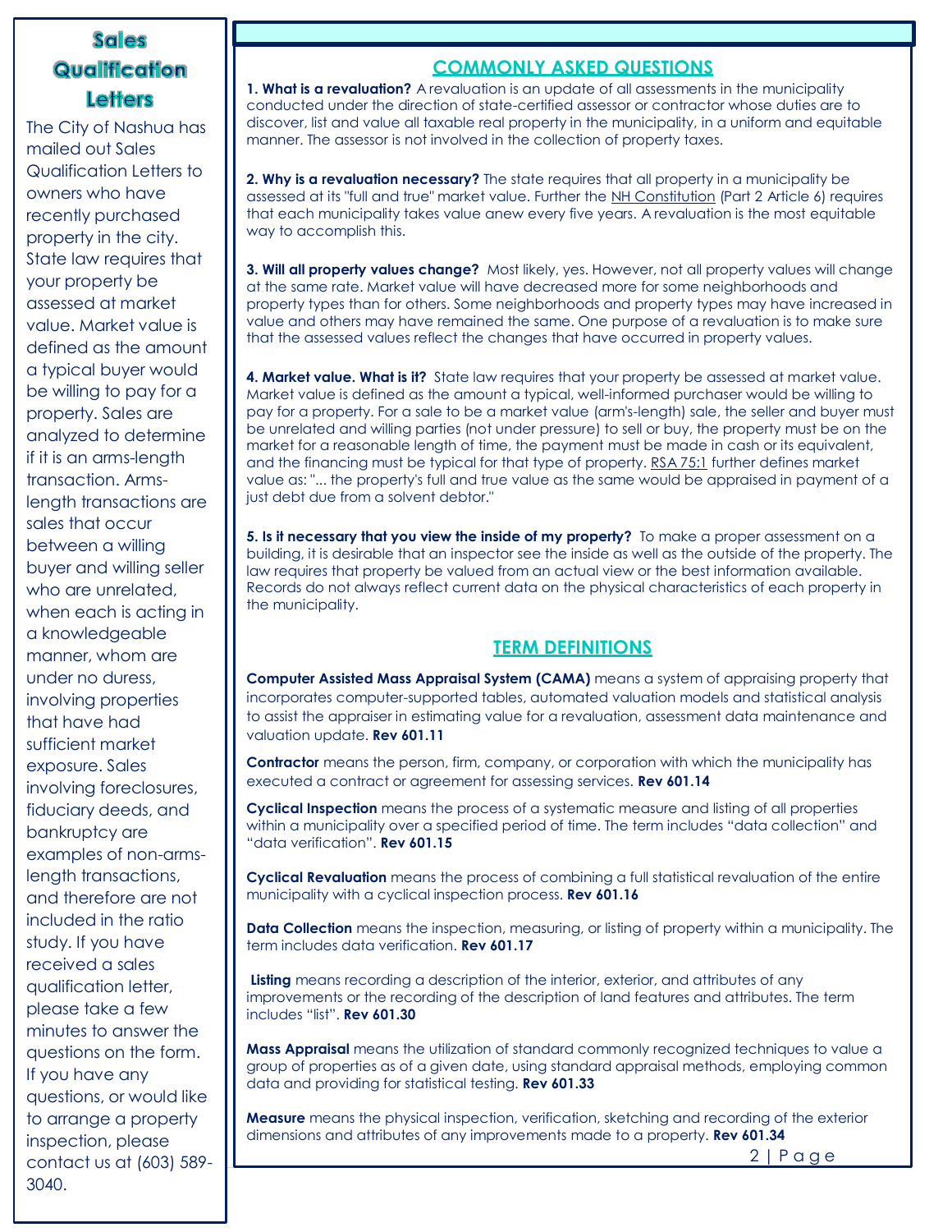## Sales Qualification Letters

The City of Nashua has mailed out Sales Qualification Letters to owners who have recently purchased property in the city. State law requires that your property be assessed at market value. Market value is defined as the amount a typical buyer would be willing to pay for a property. Sales are analyzed to determine if it is an arms-length transaction. Arms-length transactions are sales that occur between a willing buyer and willing seller who are unrelated, when each is acting in a knowledgeable manner, whom are under no duress, involving properties that have had sufficient market exposure. Sales involving foreclosures, fiduciary deeds, and bankruptcy are examples of non-arms-length transactions, and therefore are not included in the ratio study. If you have received a sales qualification letter, please take a few minutes to answer the questions on the form. If you have any questions, or would like to arrange a property inspection, please contact us at (603) 589-3040.

## COMMONLY ASKED QUESTIONS

**1. What is a revaluation?** A revaluation is an update of all assessments in the municipality conducted under the direction of state-certified assessor or contractor whose duties are to discover, list and value all taxable real property in the municipality, in a uniform and equitable manner. The assessor is not involved in the collection of property taxes.

**2. Why is a revaluation necessary?** The state requires that all property in a municipality be assessed at its "full and true" market value. Further the NH Constitution (Part 2 Article 6) requires that each municipality takes value anew every five years. A revaluation is the most equitable way to accomplish this.

**3. Will all property values change?** Most likely, yes. However, not all property values will change at the same rate. Market value will have decreased more for some neighborhoods and property types than for others. Some neighborhoods and property types may have increased in value and others may have remained the same. One purpose of a revaluation is to make sure that the assessed values reflect the changes that have occurred in property values.

**4. Market value. What is it?** State law requires that your property be assessed at market value. Market value is defined as the amount a typical, well-informed purchaser would be willing to pay for a property. For a sale to be a market value (arm's-length) sale, the seller and buyer must be unrelated and willing parties (not under pressure) to sell or buy, the property must be on the market for a reasonable length of time, the payment must be made in cash or its equivalent, and the financing must be typical for that type of property. RSA 75:1 further defines market value as: "... the property's full and true value as the same would be appraised in payment of a just debt due from a solvent debtor."

**5. Is it necessary that you view the inside of my property?** To make a proper assessment on a building, it is desirable that an inspector see the inside as well as the outside of the property. The law requires that property be valued from an actual view or the best information available. Records do not always reflect current data on the physical characteristics of each property in the municipality.

## TERM DEFINITIONS

**Computer Assisted Mass Appraisal System (CAMA)** means a system of appraising property that incorporates computer-supported tables, automated valuation models and statistical analysis to assist the appraiser in estimating value for a revaluation, assessment data maintenance and valuation update. **Rev 601.11**

**Contractor** means the person, firm, company, or corporation with which the municipality has executed a contract or agreement for assessing services. **Rev 601.14**

**Cyclical Inspection** means the process of a systematic measure and listing of all properties within a municipality over a specified period of time. The term includes "data collection" and "data verification". **Rev 601.15**

**Cyclical Revaluation** means the process of combining a full statistical revaluation of the entire municipality with a cyclical inspection process. **Rev 601.16**

**Data Collection** means the inspection, measuring, or listing of property within a municipality. The term includes data verification. **Rev 601.17**

**Listing** means recording a description of the interior, exterior, and attributes of any improvements or the recording of the description of land features and attributes. The term includes "list". **Rev 601.30**

**Mass Appraisal** means the utilization of standard commonly recognized techniques to value a group of properties as of a given date, using standard appraisal methods, employing common data and providing for statistical testing. **Rev 601.33**

**Measure** means the physical inspection, verification, sketching and recording of the exterior dimensions and attributes of any improvements made to a property. **Rev 601.34**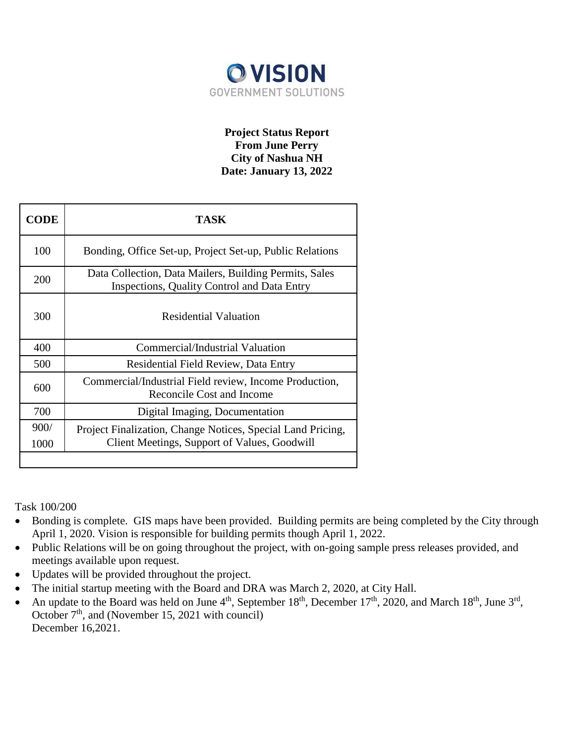**VISION**
GOVERNMENT SOLUTIONS

**Project Status Report**
**From June Perry**
**City of Nashua NH**
**Date: January 13, 2022**

| CODE | TASK |
|---|---|
| 100 | Bonding, Office Set-up, Project Set-up, Public Relations |
| 200 | Data Collection, Data Mailers, Building Permits, Sales Inspections, Quality Control and Data Entry |
| 300 | Residential Valuation |
| 400 | Commercial/Industrial Valuation |
| 500 | Residential Field Review, Data Entry |
| 600 | Commercial/Industrial Field review, Income Production, Reconcile Cost and Income |
| 700 | Digital Imaging, Documentation |
| 900/ 1000 | Project Finalization, Change Notices, Special Land Pricing, Client Meetings, Support of Values, Goodwill |
| | |

Task 100/200

- Bonding is complete. GIS maps have been provided. Building permits are being completed by the City through April 1, 2020. Vision is responsible for building permits though April 1, 2022.
- Public Relations will be on going throughout the project, with on-going sample press releases provided, and meetings available upon request.
- Updates will be provided throughout the project.
- The initial startup meeting with the Board and DRA was March 2, 2020, at City Hall.
- An update to the Board was held on June 4th, September 18th, December 17th, 2020, and March 18th, June 3rd, October 7th, and (November 15, 2021 with council) December 16,2021.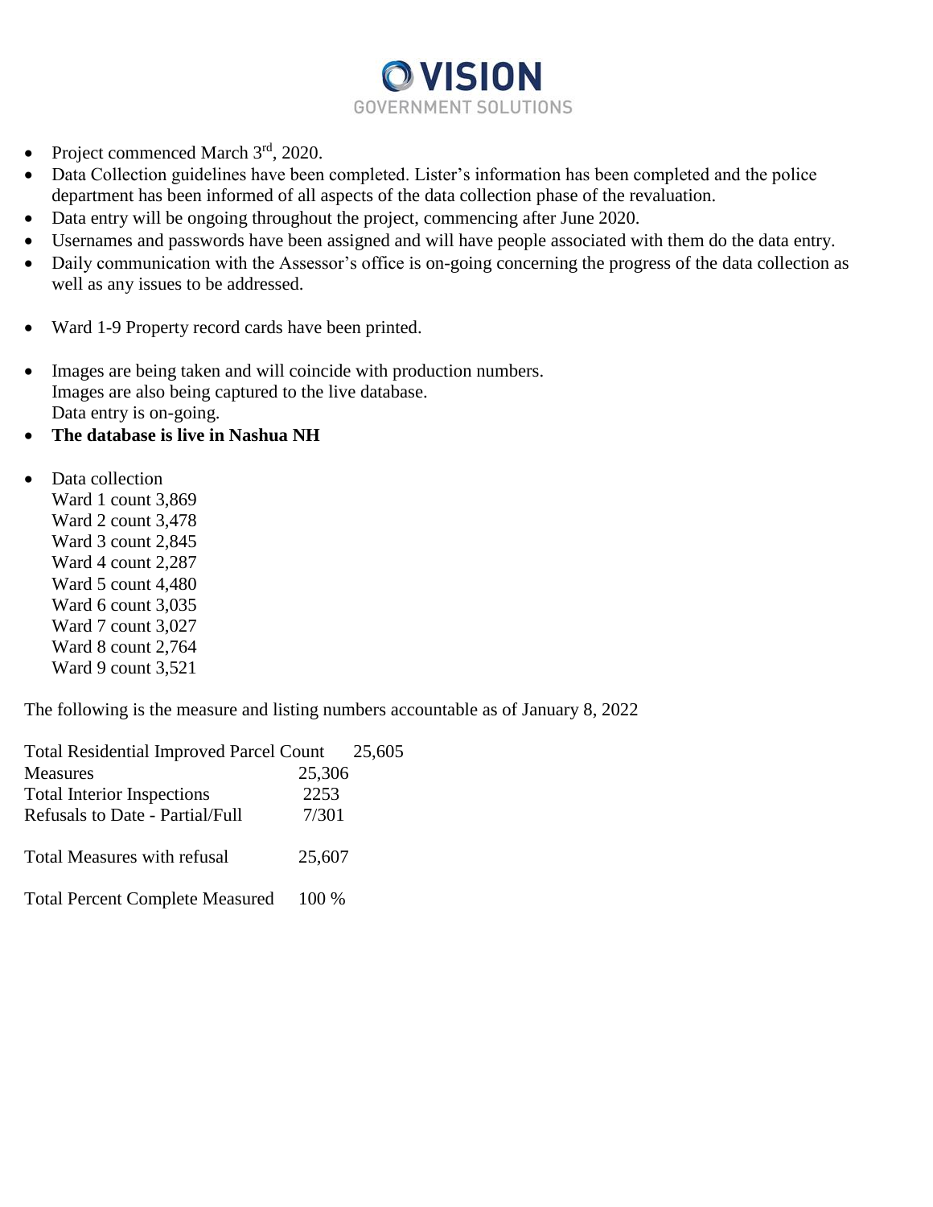**VISION**
GOVERNMENT SOLUTIONS

- Project commenced March 3rd, 2020.
- Data Collection guidelines have been completed. Lister's information has been completed and the police department has been informed of all aspects of the data collection phase of the revaluation.
- Data entry will be ongoing throughout the project, commencing after June 2020.
- Usernames and passwords have been assigned and will have people associated with them do the data entry.
- Daily communication with the Assessor's office is on-going concerning the progress of the data collection as well as any issues to be addressed.

- Ward 1-9 Property record cards have been printed.

- Images are being taken and will coincide with production numbers.
  Images are also being captured to the live database.
  Data entry is on-going.
- **The database is live in Nashua NH**

- Data collection
  Ward 1 count 3,869
  Ward 2 count 3,478
  Ward 3 count 2,845
  Ward 4 count 2,287
  Ward 5 count 4,480
  Ward 6 count 3,035
  Ward 7 count 3,027
  Ward 8 count 2,764
  Ward 9 count 3,521

The following is the measure and listing numbers accountable as of January 8, 2022

Total Residential Improved Parcel Count 25,605
Measures 25,306
Total Interior Inspections 2253
Refusals to Date - Partial/Full 7/301

Total Measures with refusal 25,607

Total Percent Complete Measured 100 %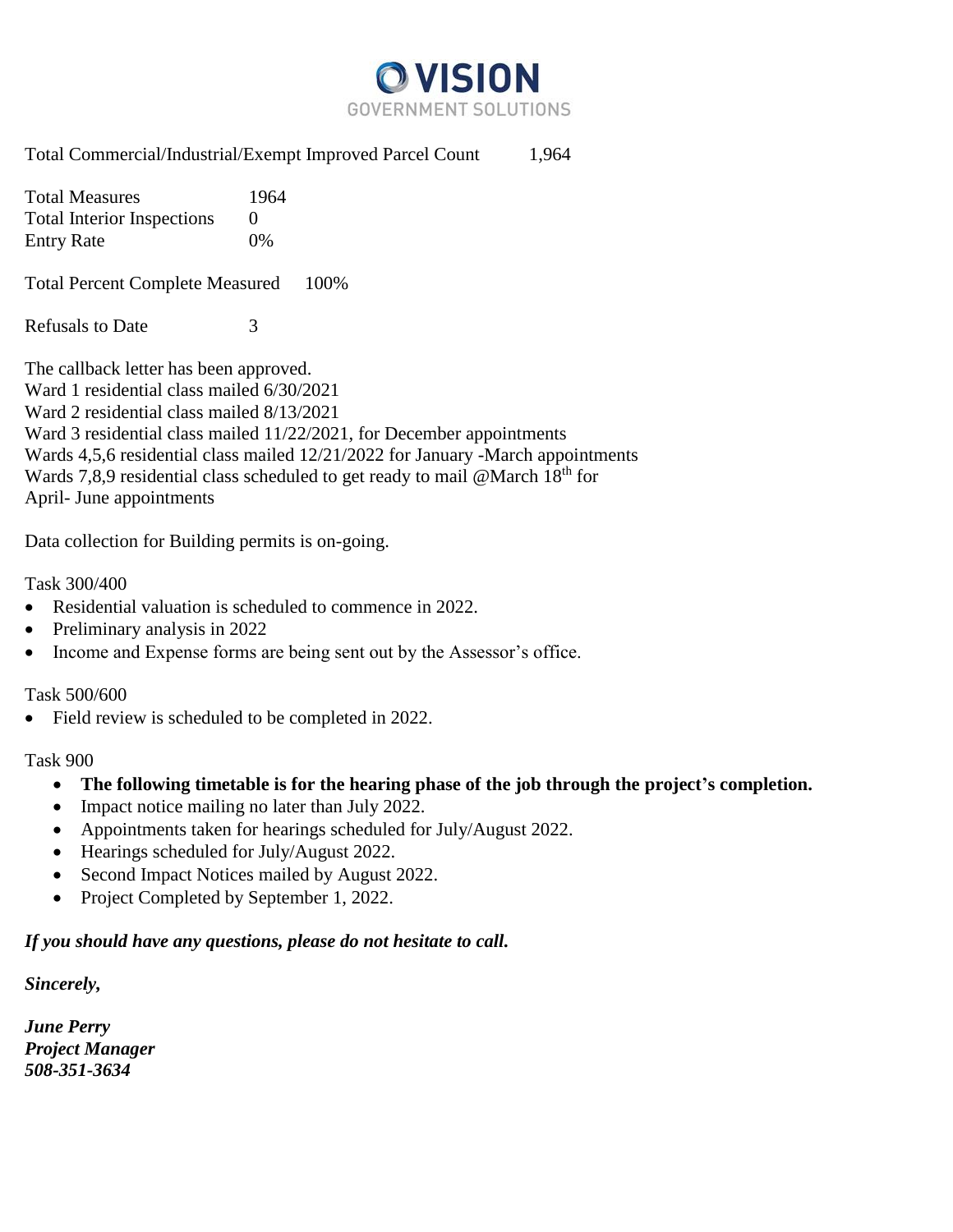Total Commercial/Industrial/Exempt Improved Parcel Count 1,964

| | |
|---|---|
| Total Measures | 1964 |
| Total Interior Inspections | 0 |
| Entry Rate | 0% |

Total Percent Complete Measured 100%

Refusals to Date 3

The callback letter has been approved.
Ward 1 residential class mailed 6/30/2021
Ward 2 residential class mailed 8/13/2021
Ward 3 residential class mailed 11/22/2021, for December appointments
Wards 4,5,6 residential class mailed 12/21/2022 for January -March appointments
Wards 7,8,9 residential class scheduled to get ready to mail @March 18th for April- June appointments

Data collection for Building permits is on-going.

Task 300/400

- Residential valuation is scheduled to commence in 2022.
- Preliminary analysis in 2022
- Income and Expense forms are being sent out by the Assessor's office.

Task 500/600

- Field review is scheduled to be completed in 2022.

Task 900

- **The following timetable is for the hearing phase of the job through the project's completion.**
- Impact notice mailing no later than July 2022.
- Appointments taken for hearings scheduled for July/August 2022.
- Hearings scheduled for July/August 2022.
- Second Impact Notices mailed by August 2022.
- Project Completed by September 1, 2022.

***If you should have any questions, please do not hesitate to call.***

***Sincerely,***

***June Perry***
***Project Manager***
***508-351-3634***